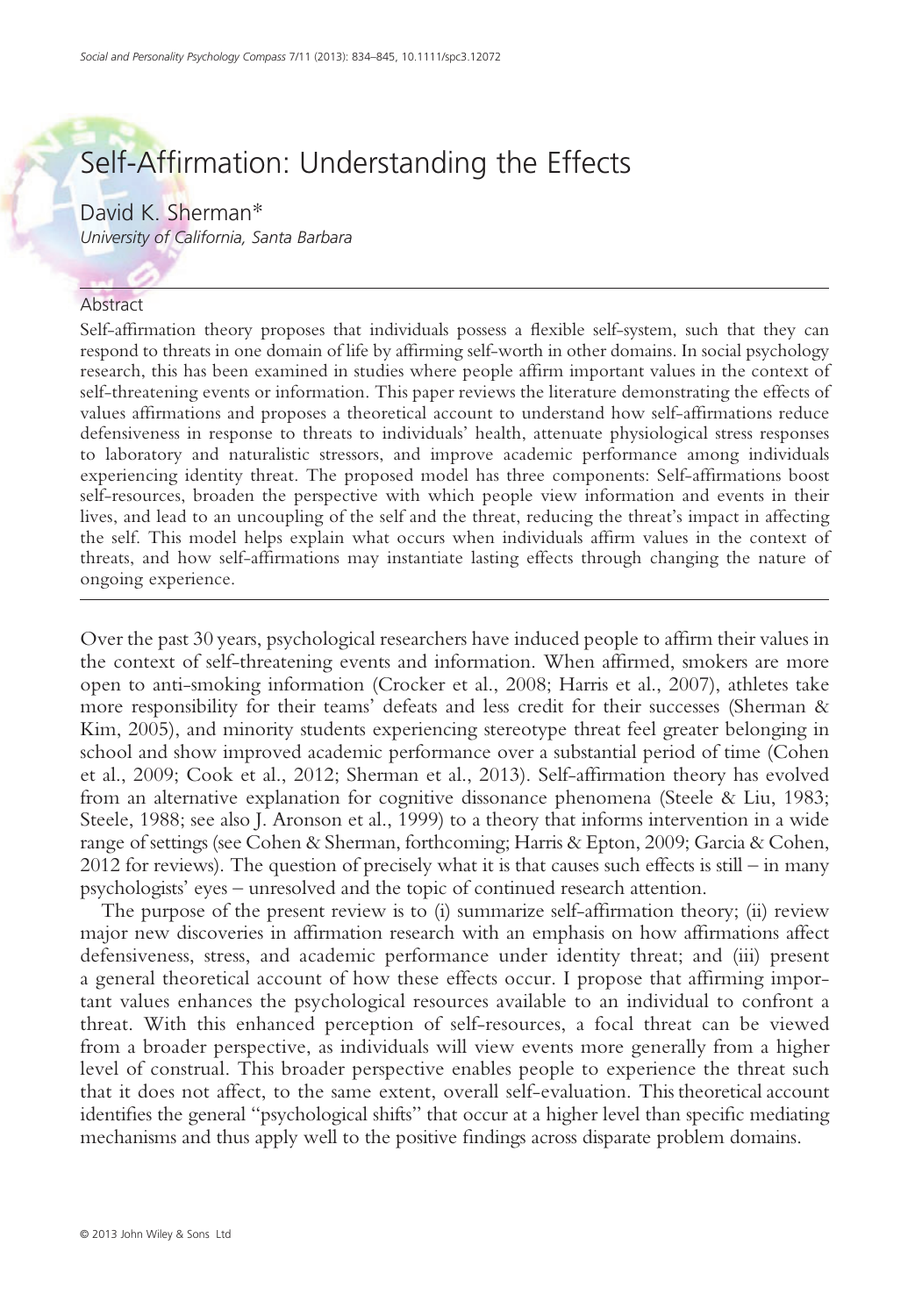# Self-Affirmation: Understanding the Effects

David K. Sherman*

*University of California, Santa Barbara*

## Abstract

Self-affirmation theory proposes that individuals possess a flexible self-system, such that they can respond to threats in one domain of life by affirming self-worth in other domains. In social psychology research, this has been examined in studies where people affirm important values in the context of self-threatening events or information. This paper reviews the literature demonstrating the effects of values affirmations and proposes a theoretical account to understand how self-affirmations reduce defensiveness in response to threats to individuals' health, attenuate physiological stress responses to laboratory and naturalistic stressors, and improve academic performance among individuals experiencing identity threat. The proposed model has three components: Self-affirmations boost self-resources, broaden the perspective with which people view information and events in their lives, and lead to an uncoupling of the self and the threat, reducing the threat's impact in affecting the self. This model helps explain what occurs when individuals affirm values in the context of threats, and how self-affirmations may instantiate lasting effects through changing the nature of ongoing experience.

---

Over the past 30 years, psychological researchers have induced people to affirm their values in the context of self-threatening events and information. When affirmed, smokers are more open to anti-smoking information (Crocker et al., 2008; Harris et al., 2007), athletes take more responsibility for their teams' defeats and less credit for their successes (Sherman & Kim, 2005), and minority students experiencing stereotype threat feel greater belonging in school and show improved academic performance over a substantial period of time (Cohen et al., 2009; Cook et al., 2012; Sherman et al., 2013). Self-affirmation theory has evolved from an alternative explanation for cognitive dissonance phenomena (Steele & Liu, 1983; Steele, 1988; see also J. Aronson et al., 1999) to a theory that informs intervention in a wide range of settings (see Cohen & Sherman, forthcoming; Harris & Epton, 2009; Garcia & Cohen, 2012 for reviews). The question of precisely what it is that causes such effects is still – in many psychologists' eyes – unresolved and the topic of continued research attention.

The purpose of the present review is to (i) summarize self-affirmation theory; (ii) review major new discoveries in affirmation research with an emphasis on how affirmations affect defensiveness, stress, and academic performance under identity threat; and (iii) present a general theoretical account of how these effects occur. I propose that affirming important values enhances the psychological resources available to an individual to confront a threat. With this enhanced perception of self-resources, a focal threat can be viewed from a broader perspective, as individuals will view events more generally from a higher level of construal. This broader perspective enables people to experience the threat such that it does not affect, to the same extent, overall self-evaluation. This theoretical account identifies the general "psychological shifts" that occur at a higher level than specific mediating mechanisms and thus apply well to the positive findings across disparate problem domains.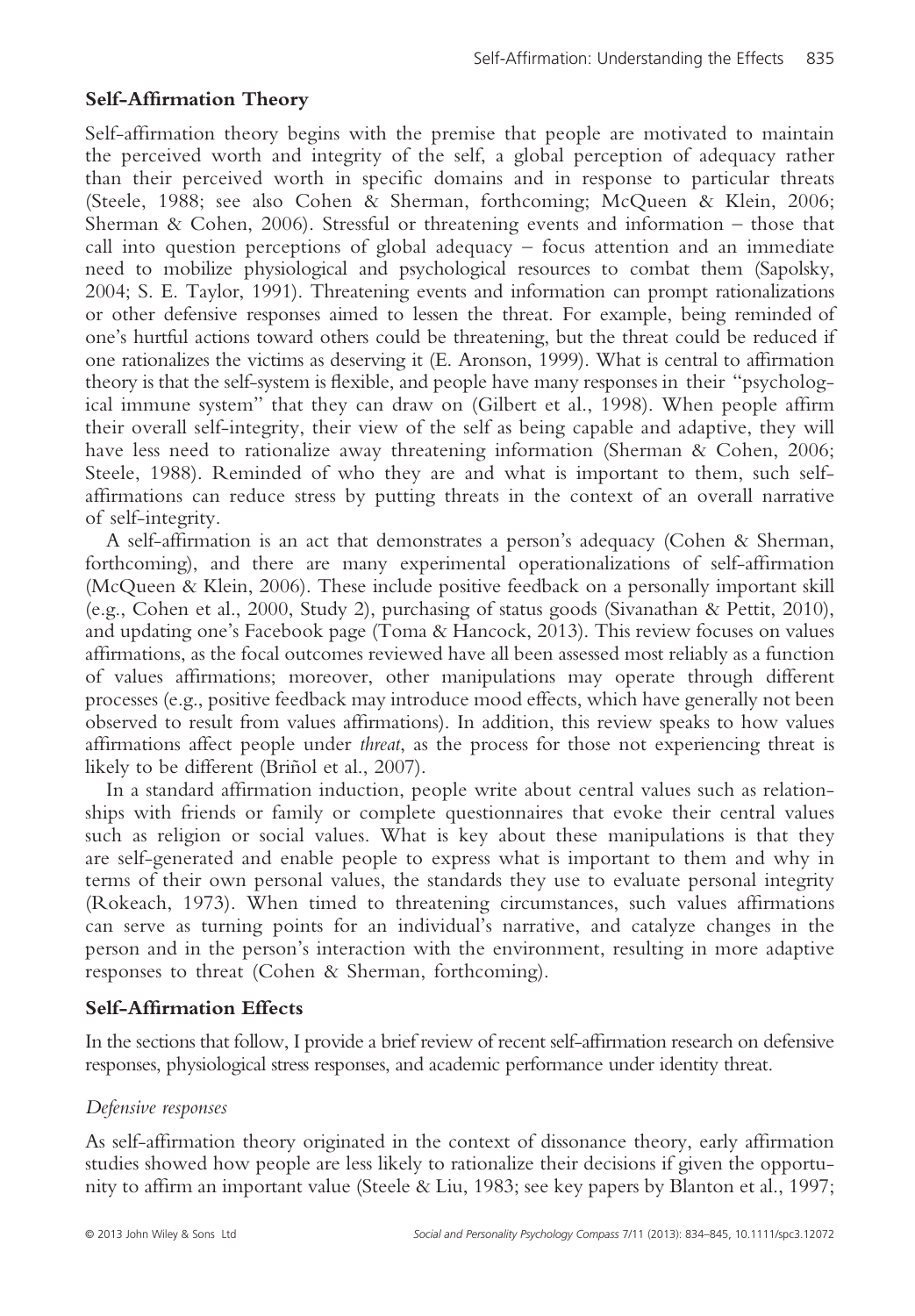## Self-Affirmation Theory

Self-affirmation theory begins with the premise that people are motivated to maintain the perceived worth and integrity of the self, a global perception of adequacy rather than their perceived worth in specific domains and in response to particular threats (Steele, 1988; see also Cohen & Sherman, forthcoming; McQueen & Klein, 2006; Sherman & Cohen, 2006). Stressful or threatening events and information – those that call into question perceptions of global adequacy – focus attention and an immediate need to mobilize physiological and psychological resources to combat them (Sapolsky, 2004; S. E. Taylor, 1991). Threatening events and information can prompt rationalizations or other defensive responses aimed to lessen the threat. For example, being reminded of one's hurtful actions toward others could be threatening, but the threat could be reduced if one rationalizes the victims as deserving it (E. Aronson, 1999). What is central to affirmation theory is that the self-system is flexible, and people have many responses in their "psychological immune system" that they can draw on (Gilbert et al., 1998). When people affirm their overall self-integrity, their view of the self as being capable and adaptive, they will have less need to rationalize away threatening information (Sherman & Cohen, 2006; Steele, 1988). Reminded of who they are and what is important to them, such self-affirmations can reduce stress by putting threats in the context of an overall narrative of self-integrity.

A self-affirmation is an act that demonstrates a person's adequacy (Cohen & Sherman, forthcoming), and there are many experimental operationalizations of self-affirmation (McQueen & Klein, 2006). These include positive feedback on a personally important skill (e.g., Cohen et al., 2000, Study 2), purchasing of status goods (Sivanathan & Pettit, 2010), and updating one's Facebook page (Toma & Hancock, 2013). This review focuses on values affirmations, as the focal outcomes reviewed have all been assessed most reliably as a function of values affirmations; moreover, other manipulations may operate through different processes (e.g., positive feedback may introduce mood effects, which have generally not been observed to result from values affirmations). In addition, this review speaks to how values affirmations affect people under *threat*, as the process for those not experiencing threat is likely to be different (Briñol et al., 2007).

In a standard affirmation induction, people write about central values such as relationships with friends or family or complete questionnaires that evoke their central values such as religion or social values. What is key about these manipulations is that they are self-generated and enable people to express what is important to them and why in terms of their own personal values, the standards they use to evaluate personal integrity (Rokeach, 1973). When timed to threatening circumstances, such values affirmations can serve as turning points for an individual's narrative, and catalyze changes in the person and in the person's interaction with the environment, resulting in more adaptive responses to threat (Cohen & Sherman, forthcoming).

## Self-Affirmation Effects

In the sections that follow, I provide a brief review of recent self-affirmation research on defensive responses, physiological stress responses, and academic performance under identity threat.

### *Defensive responses*

As self-affirmation theory originated in the context of dissonance theory, early affirmation studies showed how people are less likely to rationalize their decisions if given the opportunity to affirm an important value (Steele & Liu, 1983; see key papers by Blanton et al., 1997;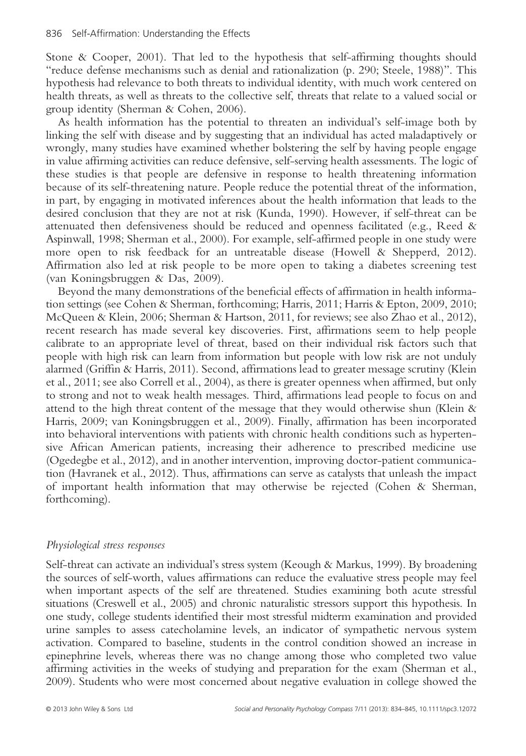Stone & Cooper, 2001). That led to the hypothesis that self-affirming thoughts should "reduce defense mechanisms such as denial and rationalization (p. 290; Steele, 1988)". This hypothesis had relevance to both threats to individual identity, with much work centered on health threats, as well as threats to the collective self, threats that relate to a valued social or group identity (Sherman & Cohen, 2006).

As health information has the potential to threaten an individual's self-image both by linking the self with disease and by suggesting that an individual has acted maladaptively or wrongly, many studies have examined whether bolstering the self by having people engage in value affirming activities can reduce defensive, self-serving health assessments. The logic of these studies is that people are defensive in response to health threatening information because of its self-threatening nature. People reduce the potential threat of the information, in part, by engaging in motivated inferences about the health information that leads to the desired conclusion that they are not at risk (Kunda, 1990). However, if self-threat can be attenuated then defensiveness should be reduced and openness facilitated (e.g., Reed & Aspinwall, 1998; Sherman et al., 2000). For example, self-affirmed people in one study were more open to risk feedback for an untreatable disease (Howell & Shepperd, 2012). Affirmation also led at risk people to be more open to taking a diabetes screening test (van Koningsbruggen & Das, 2009).

Beyond the many demonstrations of the beneficial effects of affirmation in health information settings (see Cohen & Sherman, forthcoming; Harris, 2011; Harris & Epton, 2009, 2010; McQueen & Klein, 2006; Sherman & Hartson, 2011, for reviews; see also Zhao et al., 2012), recent research has made several key discoveries. First, affirmations seem to help people calibrate to an appropriate level of threat, based on their individual risk factors such that people with high risk can learn from information but people with low risk are not unduly alarmed (Griffin & Harris, 2011). Second, affirmations lead to greater message scrutiny (Klein et al., 2011; see also Correll et al., 2004), as there is greater openness when affirmed, but only to strong and not to weak health messages. Third, affirmations lead people to focus on and attend to the high threat content of the message that they would otherwise shun (Klein & Harris, 2009; van Koningsbruggen et al., 2009). Finally, affirmation has been incorporated into behavioral interventions with patients with chronic health conditions such as hypertensive African American patients, increasing their adherence to prescribed medicine use (Ogedegbe et al., 2012), and in another intervention, improving doctor-patient communication (Havranek et al., 2012). Thus, affirmations can serve as catalysts that unleash the impact of important health information that may otherwise be rejected (Cohen & Sherman, forthcoming).

### *Physiological stress responses*

Self-threat can activate an individual's stress system (Keough & Markus, 1999). By broadening the sources of self-worth, values affirmations can reduce the evaluative stress people may feel when important aspects of the self are threatened. Studies examining both acute stressful situations (Creswell et al., 2005) and chronic naturalistic stressors support this hypothesis. In one study, college students identified their most stressful midterm examination and provided urine samples to assess catecholamine levels, an indicator of sympathetic nervous system activation. Compared to baseline, students in the control condition showed an increase in epinephrine levels, whereas there was no change among those who completed two value affirming activities in the weeks of studying and preparation for the exam (Sherman et al., 2009). Students who were most concerned about negative evaluation in college showed the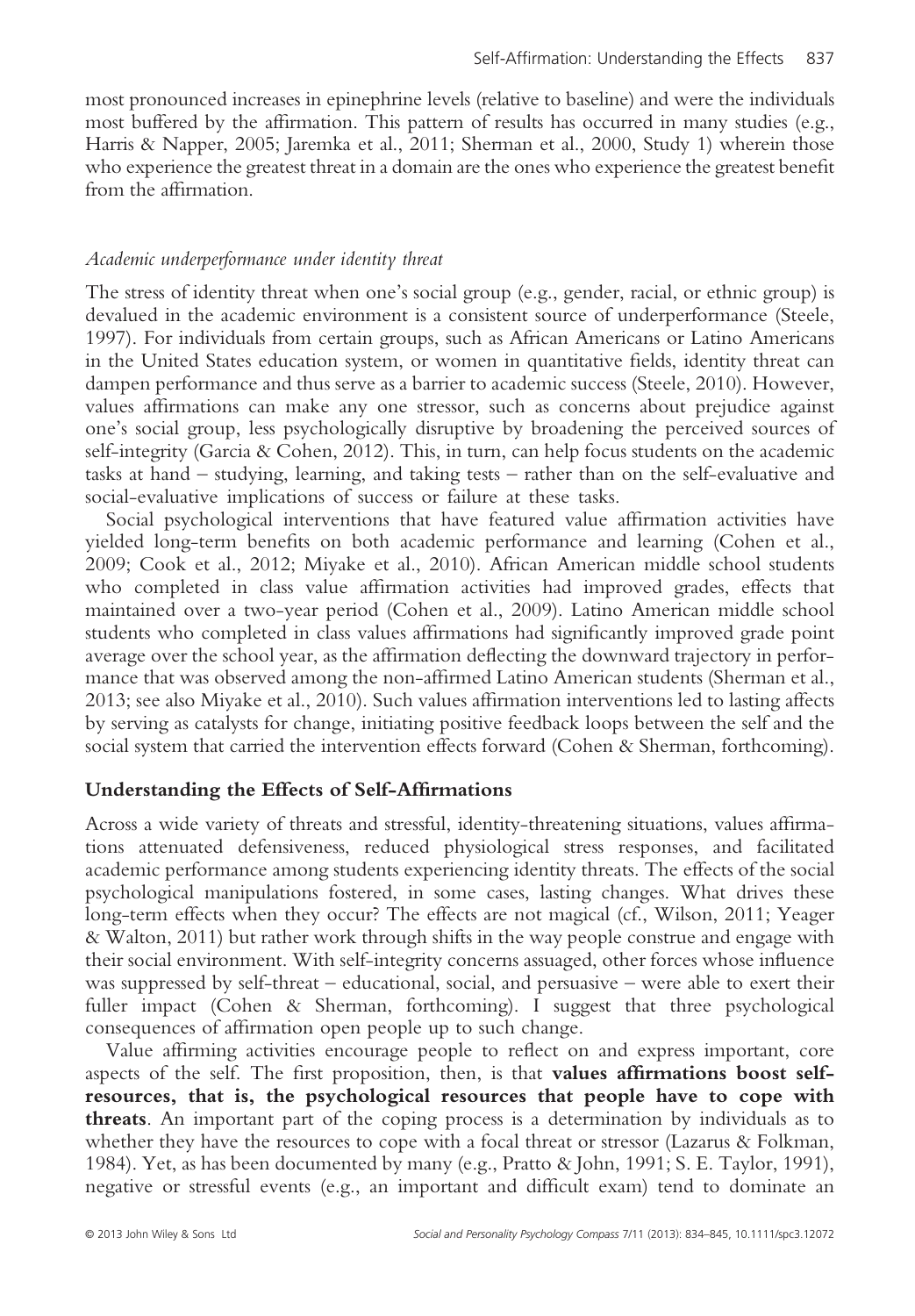most pronounced increases in epinephrine levels (relative to baseline) and were the individuals most buffered by the affirmation. This pattern of results has occurred in many studies (e.g., Harris & Napper, 2005; Jaremka et al., 2011; Sherman et al., 2000, Study 1) wherein those who experience the greatest threat in a domain are the ones who experience the greatest benefit from the affirmation.

### *Academic underperformance under identity threat*

The stress of identity threat when one's social group (e.g., gender, racial, or ethnic group) is devalued in the academic environment is a consistent source of underperformance (Steele, 1997). For individuals from certain groups, such as African Americans or Latino Americans in the United States education system, or women in quantitative fields, identity threat can dampen performance and thus serve as a barrier to academic success (Steele, 2010). However, values affirmations can make any one stressor, such as concerns about prejudice against one's social group, less psychologically disruptive by broadening the perceived sources of self-integrity (Garcia & Cohen, 2012). This, in turn, can help focus students on the academic tasks at hand – studying, learning, and taking tests – rather than on the self-evaluative and social-evaluative implications of success or failure at these tasks.

Social psychological interventions that have featured value affirmation activities have yielded long-term benefits on both academic performance and learning (Cohen et al., 2009; Cook et al., 2012; Miyake et al., 2010). African American middle school students who completed in class value affirmation activities had improved grades, effects that maintained over a two-year period (Cohen et al., 2009). Latino American middle school students who completed in class values affirmations had significantly improved grade point average over the school year, as the affirmation deflecting the downward trajectory in performance that was observed among the non-affirmed Latino American students (Sherman et al., 2013; see also Miyake et al., 2010). Such values affirmation interventions led to lasting affects by serving as catalysts for change, initiating positive feedback loops between the self and the social system that carried the intervention effects forward (Cohen & Sherman, forthcoming).

## Understanding the Effects of Self-Affirmations

Across a wide variety of threats and stressful, identity-threatening situations, values affirmations attenuated defensiveness, reduced physiological stress responses, and facilitated academic performance among students experiencing identity threats. The effects of the social psychological manipulations fostered, in some cases, lasting changes. What drives these long-term effects when they occur? The effects are not magical (cf., Wilson, 2011; Yeager & Walton, 2011) but rather work through shifts in the way people construe and engage with their social environment. With self-integrity concerns assuaged, other forces whose influence was suppressed by self-threat – educational, social, and persuasive – were able to exert their fuller impact (Cohen & Sherman, forthcoming). I suggest that three psychological consequences of affirmation open people up to such change.

Value affirming activities encourage people to reflect on and express important, core aspects of the self. The first proposition, then, is that **values affirmations boost self-resources, that is, the psychological resources that people have to cope with threats**. An important part of the coping process is a determination by individuals as to whether they have the resources to cope with a focal threat or stressor (Lazarus & Folkman, 1984). Yet, as has been documented by many (e.g., Pratto & John, 1991; S. E. Taylor, 1991), negative or stressful events (e.g., an important and difficult exam) tend to dominate an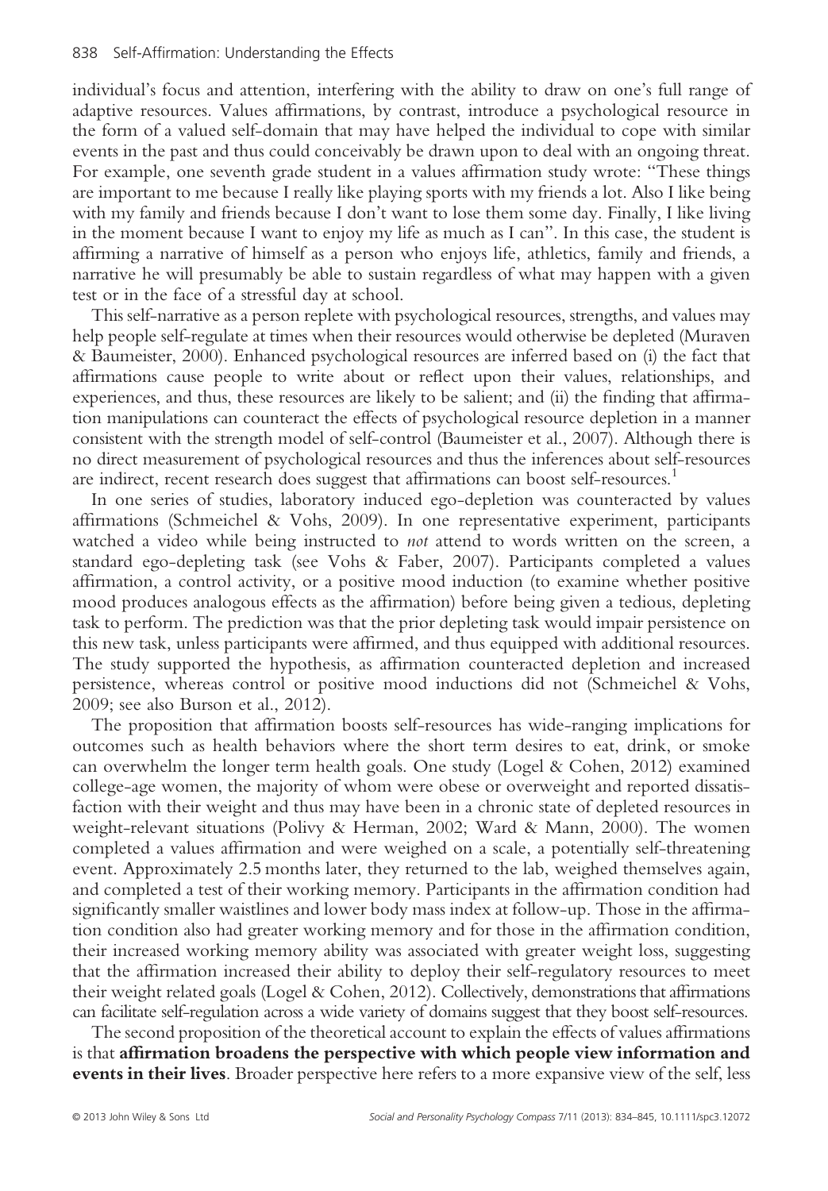individual's focus and attention, interfering with the ability to draw on one's full range of adaptive resources. Values affirmations, by contrast, introduce a psychological resource in the form of a valued self-domain that may have helped the individual to cope with similar events in the past and thus could conceivably be drawn upon to deal with an ongoing threat. For example, one seventh grade student in a values affirmation study wrote: "These things are important to me because I really like playing sports with my friends a lot. Also I like being with my family and friends because I don't want to lose them some day. Finally, I like living in the moment because I want to enjoy my life as much as I can". In this case, the student is affirming a narrative of himself as a person who enjoys life, athletics, family and friends, a narrative he will presumably be able to sustain regardless of what may happen with a given test or in the face of a stressful day at school.

This self-narrative as a person replete with psychological resources, strengths, and values may help people self-regulate at times when their resources would otherwise be depleted (Muraven & Baumeister, 2000). Enhanced psychological resources are inferred based on (i) the fact that affirmations cause people to write about or reflect upon their values, relationships, and experiences, and thus, these resources are likely to be salient; and (ii) the finding that affirmation manipulations can counteract the effects of psychological resource depletion in a manner consistent with the strength model of self-control (Baumeister et al., 2007). Although there is no direct measurement of psychological resources and thus the inferences about self-resources are indirect, recent research does suggest that affirmations can boost self-resources.[1]

In one series of studies, laboratory induced ego-depletion was counteracted by values affirmations (Schmeichel & Vohs, 2009). In one representative experiment, participants watched a video while being instructed to *not* attend to words written on the screen, a standard ego-depleting task (see Vohs & Faber, 2007). Participants completed a values affirmation, a control activity, or a positive mood induction (to examine whether positive mood produces analogous effects as the affirmation) before being given a tedious, depleting task to perform. The prediction was that the prior depleting task would impair persistence on this new task, unless participants were affirmed, and thus equipped with additional resources. The study supported the hypothesis, as affirmation counteracted depletion and increased persistence, whereas control or positive mood inductions did not (Schmeichel & Vohs, 2009; see also Burson et al., 2012).

The proposition that affirmation boosts self-resources has wide-ranging implications for outcomes such as health behaviors where the short term desires to eat, drink, or smoke can overwhelm the longer term health goals. One study (Logel & Cohen, 2012) examined college-age women, the majority of whom were obese or overweight and reported dissatisfaction with their weight and thus may have been in a chronic state of depleted resources in weight-relevant situations (Polivy & Herman, 2002; Ward & Mann, 2000). The women completed a values affirmation and were weighed on a scale, a potentially self-threatening event. Approximately 2.5 months later, they returned to the lab, weighed themselves again, and completed a test of their working memory. Participants in the affirmation condition had significantly smaller waistlines and lower body mass index at follow-up. Those in the affirmation condition also had greater working memory and for those in the affirmation condition, their increased working memory ability was associated with greater weight loss, suggesting that the affirmation increased their ability to deploy their self-regulatory resources to meet their weight related goals (Logel & Cohen, 2012). Collectively, demonstrations that affirmations can facilitate self-regulation across a wide variety of domains suggest that they boost self-resources.

The second proposition of the theoretical account to explain the effects of values affirmations is that **affirmation broadens the perspective with which people view information and events in their lives**. Broader perspective here refers to a more expansive view of the self, less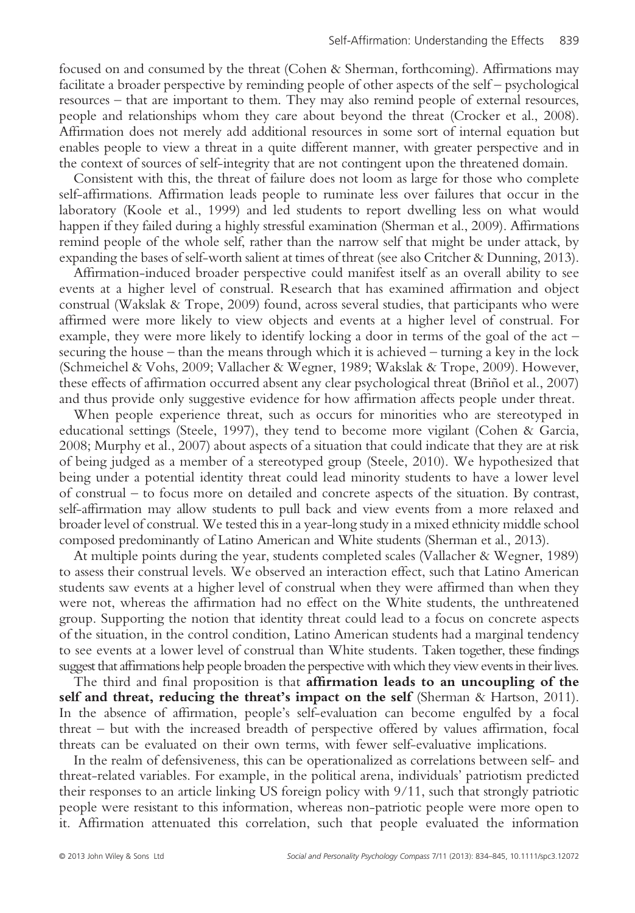focused on and consumed by the threat (Cohen & Sherman, forthcoming). Affirmations may facilitate a broader perspective by reminding people of other aspects of the self – psychological resources – that are important to them. They may also remind people of external resources, people and relationships whom they care about beyond the threat (Crocker et al., 2008). Affirmation does not merely add additional resources in some sort of internal equation but enables people to view a threat in a quite different manner, with greater perspective and in the context of sources of self-integrity that are not contingent upon the threatened domain.

Consistent with this, the threat of failure does not loom as large for those who complete self-affirmations. Affirmation leads people to ruminate less over failures that occur in the laboratory (Koole et al., 1999) and led students to report dwelling less on what would happen if they failed during a highly stressful examination (Sherman et al., 2009). Affirmations remind people of the whole self, rather than the narrow self that might be under attack, by expanding the bases of self-worth salient at times of threat (see also Critcher & Dunning, 2013).

Affirmation-induced broader perspective could manifest itself as an overall ability to see events at a higher level of construal. Research that has examined affirmation and object construal (Wakslak & Trope, 2009) found, across several studies, that participants who were affirmed were more likely to view objects and events at a higher level of construal. For example, they were more likely to identify locking a door in terms of the goal of the act – securing the house – than the means through which it is achieved – turning a key in the lock (Schmeichel & Vohs, 2009; Vallacher & Wegner, 1989; Wakslak & Trope, 2009). However, these effects of affirmation occurred absent any clear psychological threat (Briñol et al., 2007) and thus provide only suggestive evidence for how affirmation affects people under threat.

When people experience threat, such as occurs for minorities who are stereotyped in educational settings (Steele, 1997), they tend to become more vigilant (Cohen & Garcia, 2008; Murphy et al., 2007) about aspects of a situation that could indicate that they are at risk of being judged as a member of a stereotyped group (Steele, 2010). We hypothesized that being under a potential identity threat could lead minority students to have a lower level of construal – to focus more on detailed and concrete aspects of the situation. By contrast, self-affirmation may allow students to pull back and view events from a more relaxed and broader level of construal. We tested this in a year-long study in a mixed ethnicity middle school composed predominantly of Latino American and White students (Sherman et al., 2013).

At multiple points during the year, students completed scales (Vallacher & Wegner, 1989) to assess their construal levels. We observed an interaction effect, such that Latino American students saw events at a higher level of construal when they were affirmed than when they were not, whereas the affirmation had no effect on the White students, the unthreatened group. Supporting the notion that identity threat could lead to a focus on concrete aspects of the situation, in the control condition, Latino American students had a marginal tendency to see events at a lower level of construal than White students. Taken together, these findings suggest that affirmations help people broaden the perspective with which they view events in their lives.

The third and final proposition is that **affirmation leads to an uncoupling of the self and threat, reducing the threat's impact on the self** (Sherman & Hartson, 2011). In the absence of affirmation, people's self-evaluation can become engulfed by a focal threat – but with the increased breadth of perspective offered by values affirmation, focal threats can be evaluated on their own terms, with fewer self-evaluative implications.

In the realm of defensiveness, this can be operationalized as correlations between self- and threat-related variables. For example, in the political arena, individuals' patriotism predicted their responses to an article linking US foreign policy with 9/11, such that strongly patriotic people were resistant to this information, whereas non-patriotic people were more open to it. Affirmation attenuated this correlation, such that people evaluated the information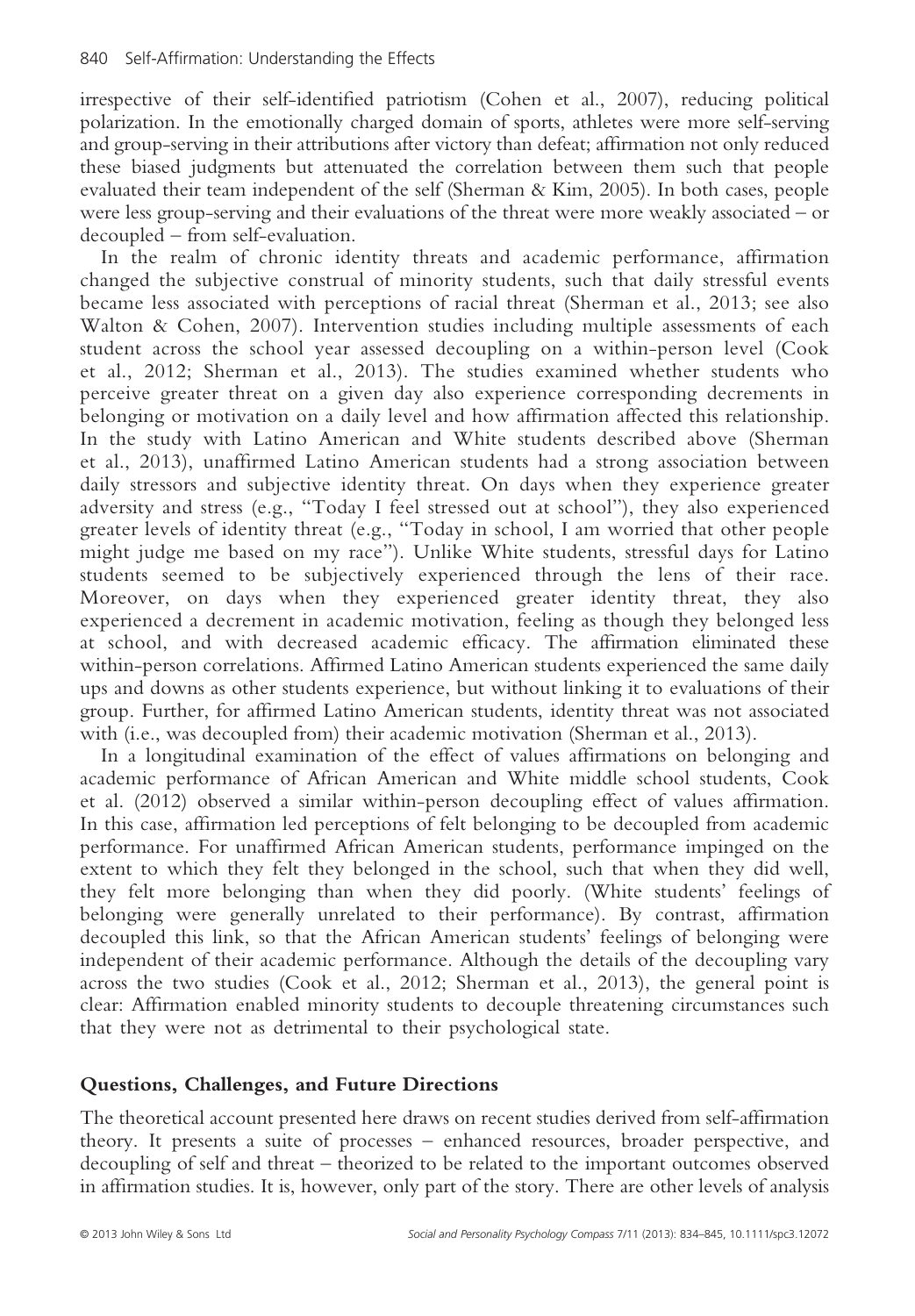irrespective of their self-identified patriotism (Cohen et al., 2007), reducing political polarization. In the emotionally charged domain of sports, athletes were more self-serving and group-serving in their attributions after victory than defeat; affirmation not only reduced these biased judgments but attenuated the correlation between them such that people evaluated their team independent of the self (Sherman & Kim, 2005). In both cases, people were less group-serving and their evaluations of the threat were more weakly associated – or decoupled – from self-evaluation.

In the realm of chronic identity threats and academic performance, affirmation changed the subjective construal of minority students, such that daily stressful events became less associated with perceptions of racial threat (Sherman et al., 2013; see also Walton & Cohen, 2007). Intervention studies including multiple assessments of each student across the school year assessed decoupling on a within-person level (Cook et al., 2012; Sherman et al., 2013). The studies examined whether students who perceive greater threat on a given day also experience corresponding decrements in belonging or motivation on a daily level and how affirmation affected this relationship. In the study with Latino American and White students described above (Sherman et al., 2013), unaffirmed Latino American students had a strong association between daily stressors and subjective identity threat. On days when they experience greater adversity and stress (e.g., "Today I feel stressed out at school"), they also experienced greater levels of identity threat (e.g., "Today in school, I am worried that other people might judge me based on my race"). Unlike White students, stressful days for Latino students seemed to be subjectively experienced through the lens of their race. Moreover, on days when they experienced greater identity threat, they also experienced a decrement in academic motivation, feeling as though they belonged less at school, and with decreased academic efficacy. The affirmation eliminated these within-person correlations. Affirmed Latino American students experienced the same daily ups and downs as other students experience, but without linking it to evaluations of their group. Further, for affirmed Latino American students, identity threat was not associated with (i.e., was decoupled from) their academic motivation (Sherman et al., 2013).

In a longitudinal examination of the effect of values affirmations on belonging and academic performance of African American and White middle school students, Cook et al. (2012) observed a similar within-person decoupling effect of values affirmation. In this case, affirmation led perceptions of felt belonging to be decoupled from academic performance. For unaffirmed African American students, performance impinged on the extent to which they felt they belonged in the school, such that when they did well, they felt more belonging than when they did poorly. (White students' feelings of belonging were generally unrelated to their performance). By contrast, affirmation decoupled this link, so that the African American students' feelings of belonging were independent of their academic performance. Although the details of the decoupling vary across the two studies (Cook et al., 2012; Sherman et al., 2013), the general point is clear: Affirmation enabled minority students to decouple threatening circumstances such that they were not as detrimental to their psychological state.

## Questions, Challenges, and Future Directions

The theoretical account presented here draws on recent studies derived from self-affirmation theory. It presents a suite of processes – enhanced resources, broader perspective, and decoupling of self and threat – theorized to be related to the important outcomes observed in affirmation studies. It is, however, only part of the story. There are other levels of analysis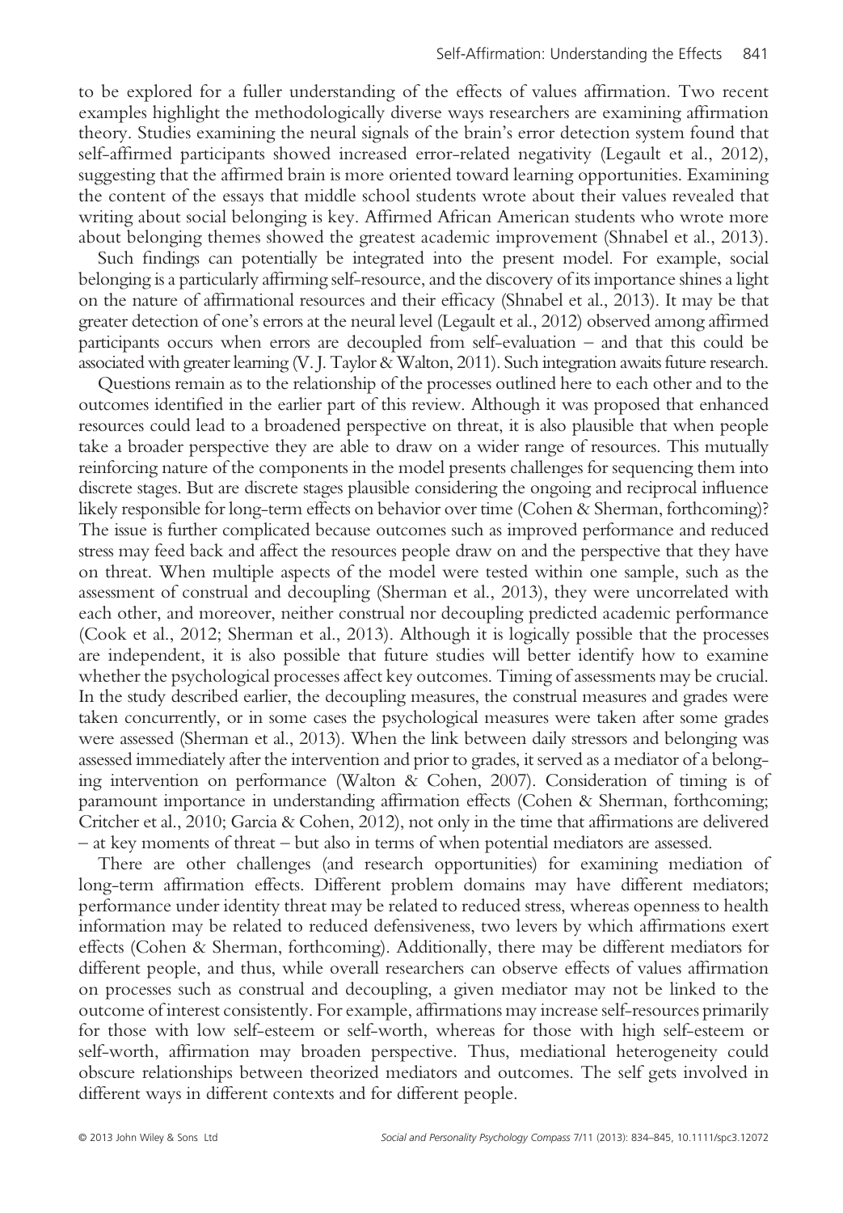to be explored for a fuller understanding of the effects of values affirmation. Two recent examples highlight the methodologically diverse ways researchers are examining affirmation theory. Studies examining the neural signals of the brain's error detection system found that self-affirmed participants showed increased error-related negativity (Legault et al., 2012), suggesting that the affirmed brain is more oriented toward learning opportunities. Examining the content of the essays that middle school students wrote about their values revealed that writing about social belonging is key. Affirmed African American students who wrote more about belonging themes showed the greatest academic improvement (Shnabel et al., 2013).

Such findings can potentially be integrated into the present model. For example, social belonging is a particularly affirming self-resource, and the discovery of its importance shines a light on the nature of affirmational resources and their efficacy (Shnabel et al., 2013). It may be that greater detection of one's errors at the neural level (Legault et al., 2012) observed among affirmed participants occurs when errors are decoupled from self-evaluation – and that this could be associated with greater learning (V. J. Taylor & Walton, 2011). Such integration awaits future research.

Questions remain as to the relationship of the processes outlined here to each other and to the outcomes identified in the earlier part of this review. Although it was proposed that enhanced resources could lead to a broadened perspective on threat, it is also plausible that when people take a broader perspective they are able to draw on a wider range of resources. This mutually reinforcing nature of the components in the model presents challenges for sequencing them into discrete stages. But are discrete stages plausible considering the ongoing and reciprocal influence likely responsible for long-term effects on behavior over time (Cohen & Sherman, forthcoming)? The issue is further complicated because outcomes such as improved performance and reduced stress may feed back and affect the resources people draw on and the perspective that they have on threat. When multiple aspects of the model were tested within one sample, such as the assessment of construal and decoupling (Sherman et al., 2013), they were uncorrelated with each other, and moreover, neither construal nor decoupling predicted academic performance (Cook et al., 2012; Sherman et al., 2013). Although it is logically possible that the processes are independent, it is also possible that future studies will better identify how to examine whether the psychological processes affect key outcomes. Timing of assessments may be crucial. In the study described earlier, the decoupling measures, the construal measures and grades were taken concurrently, or in some cases the psychological measures were taken after some grades were assessed (Sherman et al., 2013). When the link between daily stressors and belonging was assessed immediately after the intervention and prior to grades, it served as a mediator of a belonging intervention on performance (Walton & Cohen, 2007). Consideration of timing is of paramount importance in understanding affirmation effects (Cohen & Sherman, forthcoming; Critcher et al., 2010; Garcia & Cohen, 2012), not only in the time that affirmations are delivered – at key moments of threat – but also in terms of when potential mediators are assessed.

There are other challenges (and research opportunities) for examining mediation of long-term affirmation effects. Different problem domains may have different mediators; performance under identity threat may be related to reduced stress, whereas openness to health information may be related to reduced defensiveness, two levers by which affirmations exert effects (Cohen & Sherman, forthcoming). Additionally, there may be different mediators for different people, and thus, while overall researchers can observe effects of values affirmation on processes such as construal and decoupling, a given mediator may not be linked to the outcome of interest consistently. For example, affirmations may increase self-resources primarily for those with low self-esteem or self-worth, whereas for those with high self-esteem or self-worth, affirmation may broaden perspective. Thus, mediational heterogeneity could obscure relationships between theorized mediators and outcomes. The self gets involved in different ways in different contexts and for different people.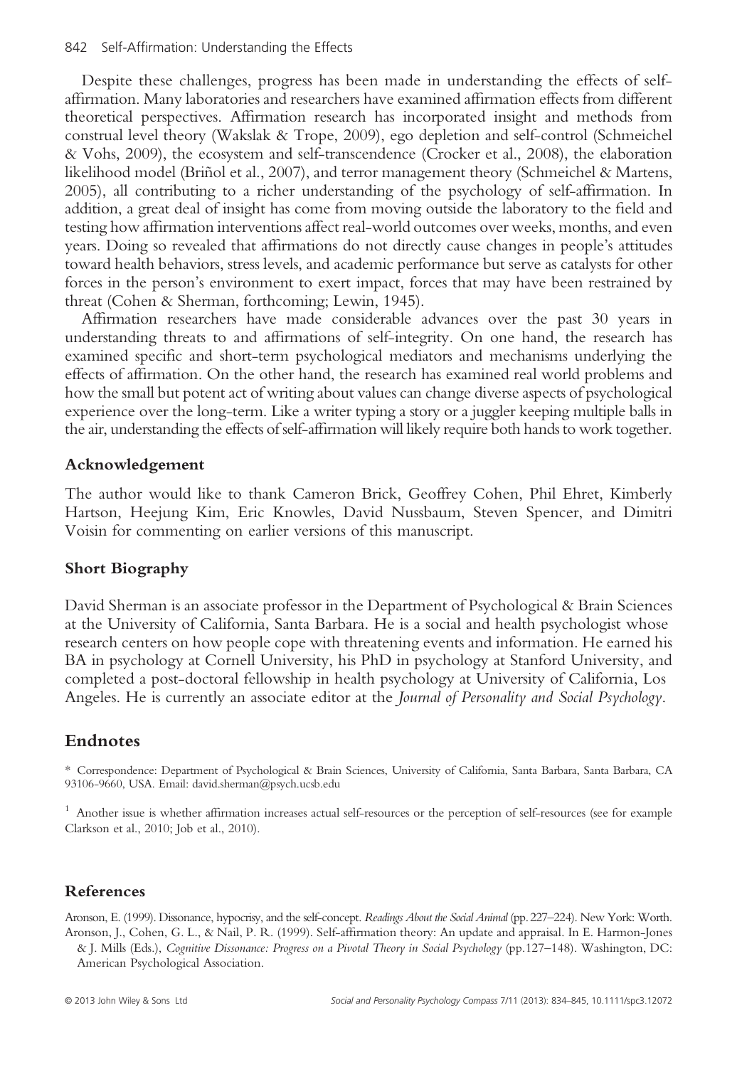Despite these challenges, progress has been made in understanding the effects of self-affirmation. Many laboratories and researchers have examined affirmation effects from different theoretical perspectives. Affirmation research has incorporated insight and methods from construal level theory (Wakslak & Trope, 2009), ego depletion and self-control (Schmeichel & Vohs, 2009), the ecosystem and self-transcendence (Crocker et al., 2008), the elaboration likelihood model (Briñol et al., 2007), and terror management theory (Schmeichel & Martens, 2005), all contributing to a richer understanding of the psychology of self-affirmation. In addition, a great deal of insight has come from moving outside the laboratory to the field and testing how affirmation interventions affect real-world outcomes over weeks, months, and even years. Doing so revealed that affirmations do not directly cause changes in people's attitudes toward health behaviors, stress levels, and academic performance but serve as catalysts for other forces in the person's environment to exert impact, forces that may have been restrained by threat (Cohen & Sherman, forthcoming; Lewin, 1945).

Affirmation researchers have made considerable advances over the past 30 years in understanding threats to and affirmations of self-integrity. On one hand, the research has examined specific and short-term psychological mediators and mechanisms underlying the effects of affirmation. On the other hand, the research has examined real world problems and how the small but potent act of writing about values can change diverse aspects of psychological experience over the long-term. Like a writer typing a story or a juggler keeping multiple balls in the air, understanding the effects of self-affirmation will likely require both hands to work together.

### Acknowledgement

The author would like to thank Cameron Brick, Geoffrey Cohen, Phil Ehret, Kimberly Hartson, Heejung Kim, Eric Knowles, David Nussbaum, Steven Spencer, and Dimitri Voisin for commenting on earlier versions of this manuscript.

### Short Biography

David Sherman is an associate professor in the Department of Psychological & Brain Sciences at the University of California, Santa Barbara. He is a social and health psychologist whose research centers on how people cope with threatening events and information. He earned his BA in psychology at Cornell University, his PhD in psychology at Stanford University, and completed a post-doctoral fellowship in health psychology at University of California, Los Angeles. He is currently an associate editor at the *Journal of Personality and Social Psychology*.

## Endnotes

* Correspondence: Department of Psychological & Brain Sciences, University of California, Santa Barbara, Santa Barbara, CA 93106-9660, USA. Email: david.sherman@psych.ucsb.edu

[1] Another issue is whether affirmation increases actual self-resources or the perception of self-resources (see for example Clarkson et al., 2010; Job et al., 2010).

## References

Aronson, E. (1999). Dissonance, hypocrisy, and the self-concept. *Readings About the Social Animal* (pp. 227–224). New York: Worth.

Aronson, J., Cohen, G. L., & Nail, P. R. (1999). Self-affirmation theory: An update and appraisal. In E. Harmon-Jones & J. Mills (Eds.), *Cognitive Dissonance: Progress on a Pivotal Theory in Social Psychology* (pp.127–148). Washington, DC: American Psychological Association.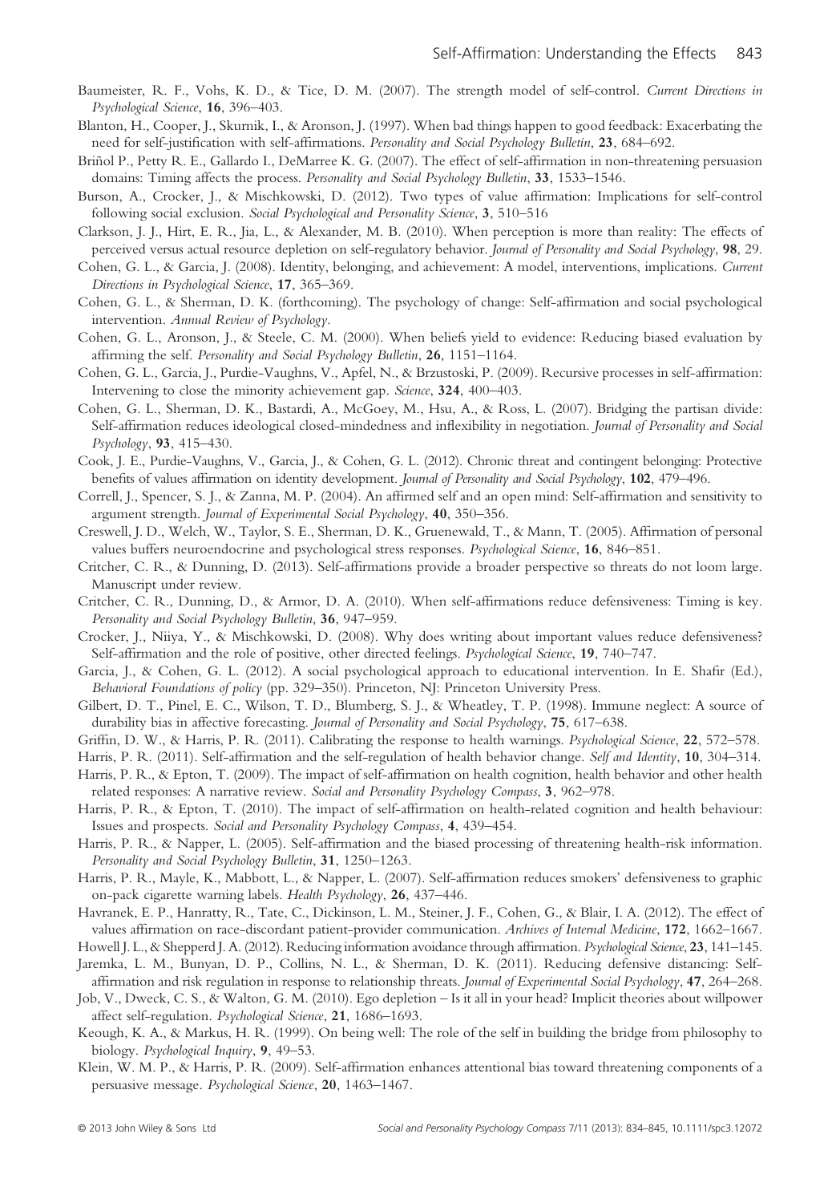Baumeister, R. F., Vohs, K. D., & Tice, D. M. (2007). The strength model of self-control. *Current Directions in Psychological Science*, **16**, 396–403.

Blanton, H., Cooper, J., Skurnik, I., & Aronson, J. (1997). When bad things happen to good feedback: Exacerbating the need for self-justification with self-affirmations. *Personality and Social Psychology Bulletin*, **23**, 684–692.

Briñol P., Petty R. E., Gallardo I., DeMarree K. G. (2007). The effect of self-affirmation in non-threatening persuasion domains: Timing affects the process. *Personality and Social Psychology Bulletin*, **33**, 1533–1546.

Burson, A., Crocker, J., & Mischkowski, D. (2012). Two types of value affirmation: Implications for self-control following social exclusion. *Social Psychological and Personality Science*, **3**, 510–516

Clarkson, J. J., Hirt, E. R., Jia, L., & Alexander, M. B. (2010). When perception is more than reality: The effects of perceived versus actual resource depletion on self-regulatory behavior. *Journal of Personality and Social Psychology*, **98**, 29.

Cohen, G. L., & Garcia, J. (2008). Identity, belonging, and achievement: A model, interventions, implications. *Current Directions in Psychological Science*, **17**, 365–369.

Cohen, G. L., & Sherman, D. K. (forthcoming). The psychology of change: Self-affirmation and social psychological intervention. *Annual Review of Psychology*.

Cohen, G. L., Aronson, J., & Steele, C. M. (2000). When beliefs yield to evidence: Reducing biased evaluation by affirming the self. *Personality and Social Psychology Bulletin*, **26**, 1151–1164.

Cohen, G. L., Garcia, J., Purdie-Vaughns, V., Apfel, N., & Brzustoski, P. (2009). Recursive processes in self-affirmation: Intervening to close the minority achievement gap. *Science*, **324**, 400–403.

Cohen, G. L., Sherman, D. K., Bastardi, A., McGoey, M., Hsu, A., & Ross, L. (2007). Bridging the partisan divide: Self-affirmation reduces ideological closed-mindedness and inflexibility in negotiation. *Journal of Personality and Social Psychology*, **93**, 415–430.

Cook, J. E., Purdie-Vaughns, V., Garcia, J., & Cohen, G. L. (2012). Chronic threat and contingent belonging: Protective benefits of values affirmation on identity development. *Journal of Personality and Social Psychology*, **102**, 479–496.

Correll, J., Spencer, S. J., & Zanna, M. P. (2004). An affirmed self and an open mind: Self-affirmation and sensitivity to argument strength. *Journal of Experimental Social Psychology*, **40**, 350–356.

Creswell, J. D., Welch, W., Taylor, S. E., Sherman, D. K., Gruenewald, T., & Mann, T. (2005). Affirmation of personal values buffers neuroendocrine and psychological stress responses. *Psychological Science*, **16**, 846–851.

Critcher, C. R., & Dunning, D. (2013). Self-affirmations provide a broader perspective so threats do not loom large. Manuscript under review.

Critcher, C. R., Dunning, D., & Armor, D. A. (2010). When self-affirmations reduce defensiveness: Timing is key. *Personality and Social Psychology Bulletin*, **36**, 947–959.

Crocker, J., Niiya, Y., & Mischkowski, D. (2008). Why does writing about important values reduce defensiveness? Self-affirmation and the role of positive, other directed feelings. *Psychological Science*, **19**, 740–747.

Garcia, J., & Cohen, G. L. (2012). A social psychological approach to educational intervention. In E. Shafir (Ed.), *Behavioral Foundations of policy* (pp. 329–350). Princeton, NJ: Princeton University Press.

Gilbert, D. T., Pinel, E. C., Wilson, T. D., Blumberg, S. J., & Wheatley, T. P. (1998). Immune neglect: A source of durability bias in affective forecasting. *Journal of Personality and Social Psychology*, **75**, 617–638.

Griffin, D. W., & Harris, P. R. (2011). Calibrating the response to health warnings. *Psychological Science*, **22**, 572–578.

Harris, P. R. (2011). Self-affirmation and the self-regulation of health behavior change. *Self and Identity*, **10**, 304–314.

Harris, P. R., & Epton, T. (2009). The impact of self-affirmation on health cognition, health behavior and other health related responses: A narrative review. *Social and Personality Psychology Compass*, **3**, 962–978.

Harris, P. R., & Epton, T. (2010). The impact of self-affirmation on health-related cognition and health behaviour: Issues and prospects. *Social and Personality Psychology Compass*, **4**, 439–454.

Harris, P. R., & Napper, L. (2005). Self-affirmation and the biased processing of threatening health-risk information. *Personality and Social Psychology Bulletin*, **31**, 1250–1263.

Harris, P. R., Mayle, K., Mabbott, L., & Napper, L. (2007). Self-affirmation reduces smokers' defensiveness to graphic on-pack cigarette warning labels. *Health Psychology*, **26**, 437–446.

Havranek, E. P., Hanratty, R., Tate, C., Dickinson, L. M., Steiner, J. F., Cohen, G., & Blair, I. A. (2012). The effect of values affirmation on race-discordant patient-provider communication. *Archives of Internal Medicine*, **172**, 1662–1667.

Howell J. L., & Shepperd J. A. (2012). Reducing information avoidance through affirmation. *Psychological Science*, **23**, 141–145.

Jaremka, L. M., Bunyan, D. P., Collins, N. L., & Sherman, D. K. (2011). Reducing defensive distancing: Self-affirmation and risk regulation in response to relationship threats. *Journal of Experimental Social Psychology*, **47**, 264–268.

Job, V., Dweck, C. S., & Walton, G. M. (2010). Ego depletion – Is it all in your head? Implicit theories about willpower affect self-regulation. *Psychological Science*, **21**, 1686–1693.

Keough, K. A., & Markus, H. R. (1999). On being well: The role of the self in building the bridge from philosophy to biology. *Psychological Inquiry*, **9**, 49–53.

Klein, W. M. P., & Harris, P. R. (2009). Self-affirmation enhances attentional bias toward threatening components of a persuasive message. *Psychological Science*, **20**, 1463–1467.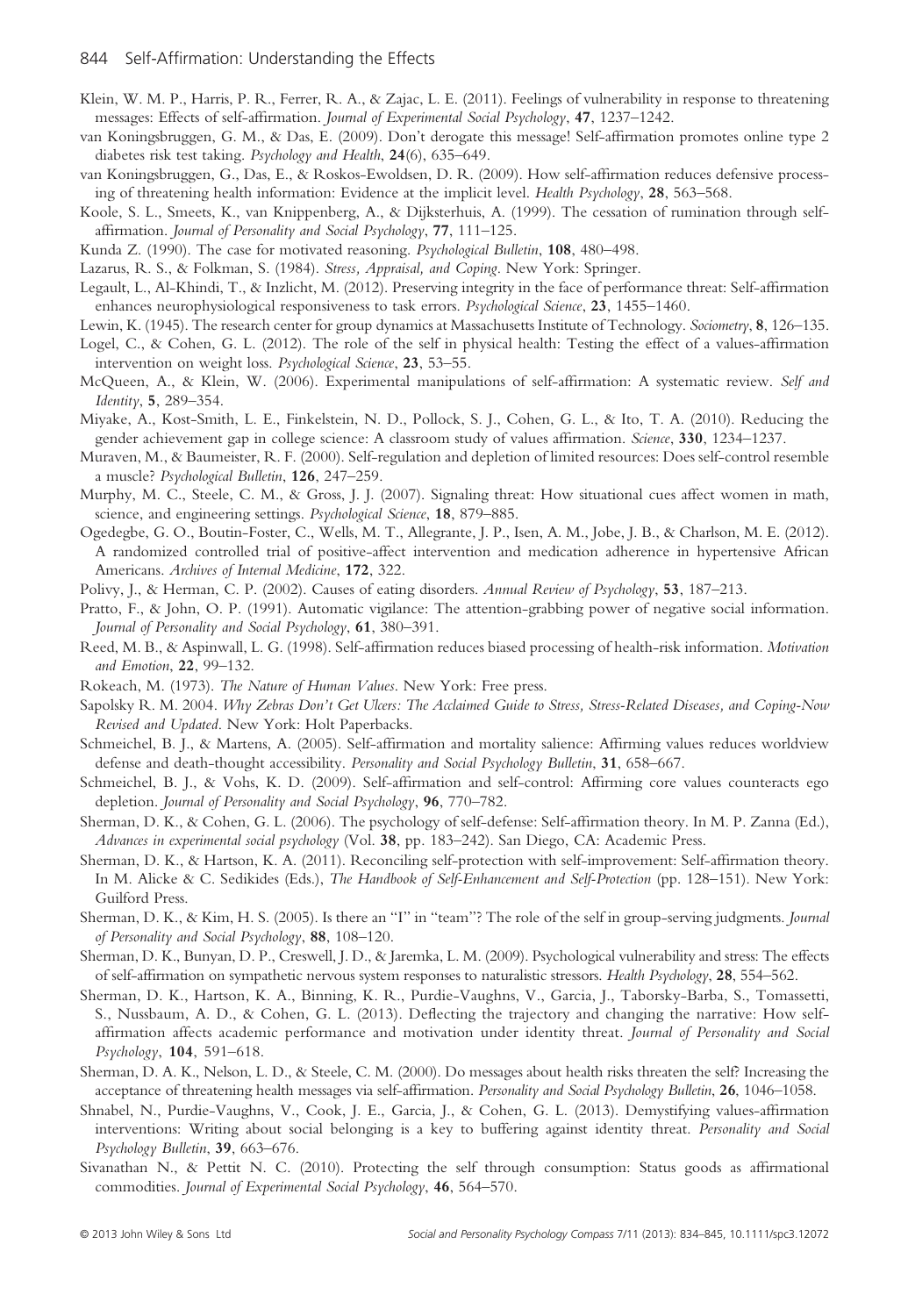Klein, W. M. P., Harris, P. R., Ferrer, R. A., & Zajac, L. E. (2011). Feelings of vulnerability in response to threatening messages: Effects of self-affirmation. *Journal of Experimental Social Psychology*, **47**, 1237–1242.

van Koningsbruggen, G. M., & Das, E. (2009). Don't derogate this message! Self-affirmation promotes online type 2 diabetes risk test taking. *Psychology and Health*, **24**(6), 635–649.

van Koningsbruggen, G., Das, E., & Roskos-Ewoldsen, D. R. (2009). How self-affirmation reduces defensive processing of threatening health information: Evidence at the implicit level. *Health Psychology*, **28**, 563–568.

Koole, S. L., Smeets, K., van Knippenberg, A., & Dijksterhuis, A. (1999). The cessation of rumination through self-affirmation. *Journal of Personality and Social Psychology*, **77**, 111–125.

Kunda Z. (1990). The case for motivated reasoning. *Psychological Bulletin*, **108**, 480–498.

Lazarus, R. S., & Folkman, S. (1984). *Stress, Appraisal, and Coping*. New York: Springer.

Legault, L., Al-Khindi, T., & Inzlicht, M. (2012). Preserving integrity in the face of performance threat: Self-affirmation enhances neurophysiological responsiveness to task errors. *Psychological Science*, **23**, 1455–1460.

Lewin, K. (1945). The research center for group dynamics at Massachusetts Institute of Technology. *Sociometry*, **8**, 126–135.

Logel, C., & Cohen, G. L. (2012). The role of the self in physical health: Testing the effect of a values-affirmation intervention on weight loss. *Psychological Science*, **23**, 53–55.

McQueen, A., & Klein, W. (2006). Experimental manipulations of self-affirmation: A systematic review. *Self and Identity*, **5**, 289–354.

Miyake, A., Kost-Smith, L. E., Finkelstein, N. D., Pollock, S. J., Cohen, G. L., & Ito, T. A. (2010). Reducing the gender achievement gap in college science: A classroom study of values affirmation. *Science*, **330**, 1234–1237.

Muraven, M., & Baumeister, R. F. (2000). Self-regulation and depletion of limited resources: Does self-control resemble a muscle? *Psychological Bulletin*, **126**, 247–259.

Murphy, M. C., Steele, C. M., & Gross, J. J. (2007). Signaling threat: How situational cues affect women in math, science, and engineering settings. *Psychological Science*, **18**, 879–885.

Ogedegbe, G. O., Boutin-Foster, C., Wells, M. T., Allegrante, J. P., Isen, A. M., Jobe, J. B., & Charlson, M. E. (2012). A randomized controlled trial of positive-affect intervention and medication adherence in hypertensive African Americans. *Archives of Internal Medicine*, **172**, 322.

Polivy, J., & Herman, C. P. (2002). Causes of eating disorders. *Annual Review of Psychology*, **53**, 187–213.

Pratto, F., & John, O. P. (1991). Automatic vigilance: The attention-grabbing power of negative social information. *Journal of Personality and Social Psychology*, **61**, 380–391.

Reed, M. B., & Aspinwall, L. G. (1998). Self-affirmation reduces biased processing of health-risk information. *Motivation and Emotion*, **22**, 99–132.

Rokeach, M. (1973). *The Nature of Human Values*. New York: Free press.

Sapolsky R. M. 2004. *Why Zebras Don't Get Ulcers: The Acclaimed Guide to Stress, Stress-Related Diseases, and Coping-Now Revised and Updated*. New York: Holt Paperbacks.

Schmeichel, B. J., & Martens, A. (2005). Self-affirmation and mortality salience: Affirming values reduces worldview defense and death-thought accessibility. *Personality and Social Psychology Bulletin*, **31**, 658–667.

Schmeichel, B. J., & Vohs, K. D. (2009). Self-affirmation and self-control: Affirming core values counteracts ego depletion. *Journal of Personality and Social Psychology*, **96**, 770–782.

Sherman, D. K., & Cohen, G. L. (2006). The psychology of self-defense: Self-affirmation theory. In M. P. Zanna (Ed.), *Advances in experimental social psychology* (Vol. **38**, pp. 183–242). San Diego, CA: Academic Press.

Sherman, D. K., & Hartson, K. A. (2011). Reconciling self-protection with self-improvement: Self-affirmation theory. In M. Alicke & C. Sedikides (Eds.), *The Handbook of Self-Enhancement and Self-Protection* (pp. 128–151). New York: Guilford Press.

Sherman, D. K., & Kim, H. S. (2005). Is there an "I" in "team"? The role of the self in group-serving judgments. *Journal of Personality and Social Psychology*, **88**, 108–120.

Sherman, D. K., Bunyan, D. P., Creswell, J. D., & Jaremka, L. M. (2009). Psychological vulnerability and stress: The effects of self-affirmation on sympathetic nervous system responses to naturalistic stressors. *Health Psychology*, **28**, 554–562.

Sherman, D. K., Hartson, K. A., Binning, K. R., Purdie-Vaughns, V., Garcia, J., Taborsky-Barba, S., Tomassetti, S., Nussbaum, A. D., & Cohen, G. L. (2013). Deflecting the trajectory and changing the narrative: How self-affirmation affects academic performance and motivation under identity threat. *Journal of Personality and Social Psychology*, **104**, 591–618.

Sherman, D. A. K., Nelson, L. D., & Steele, C. M. (2000). Do messages about health risks threaten the self? Increasing the acceptance of threatening health messages via self-affirmation. *Personality and Social Psychology Bulletin*, **26**, 1046–1058.

Shnabel, N., Purdie-Vaughns, V., Cook, J. E., Garcia, J., & Cohen, G. L. (2013). Demystifying values-affirmation interventions: Writing about social belonging is a key to buffering against identity threat. *Personality and Social Psychology Bulletin*, **39**, 663–676.

Sivanathan N., & Pettit N. C. (2010). Protecting the self through consumption: Status goods as affirmational commodities. *Journal of Experimental Social Psychology*, **46**, 564–570.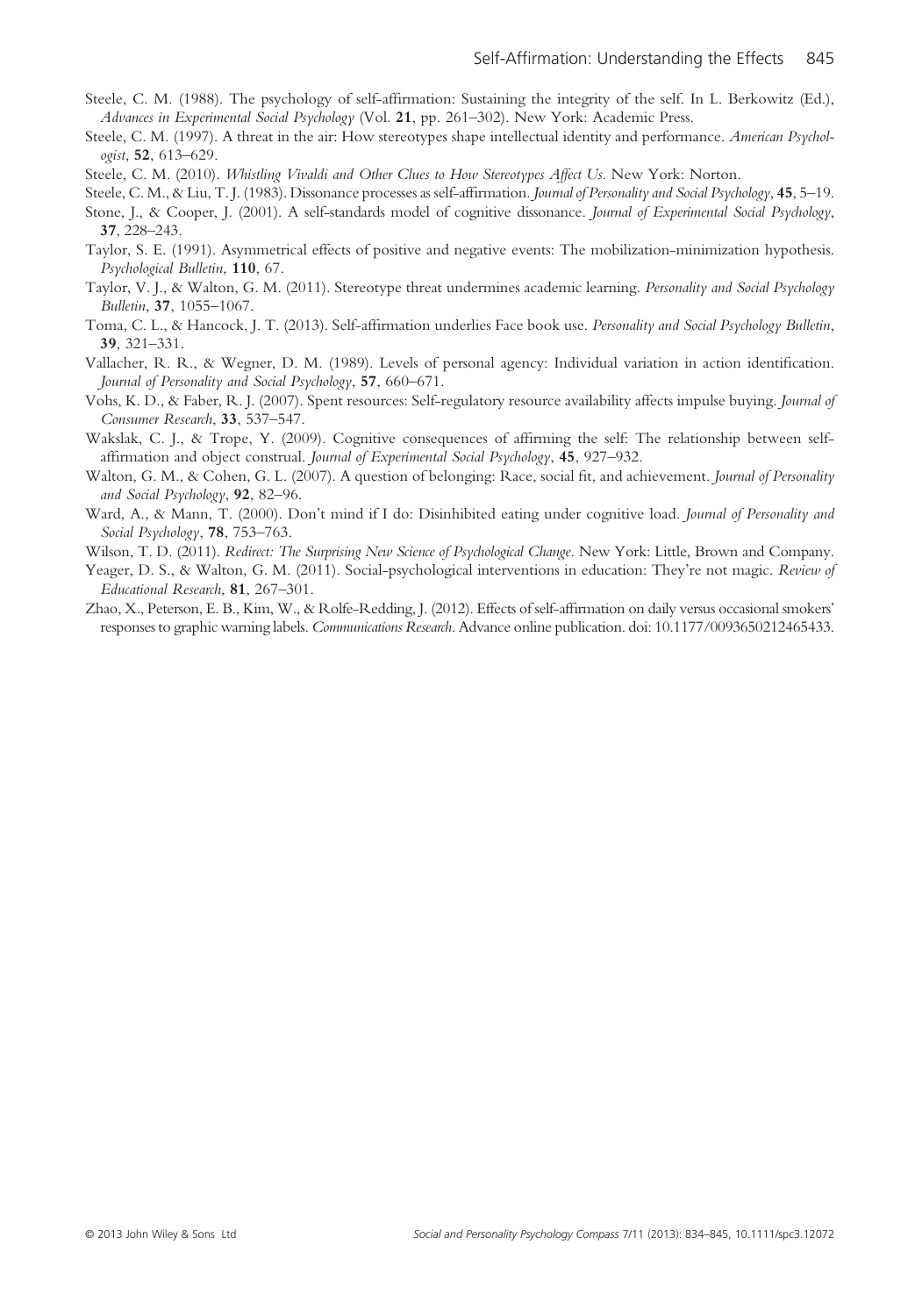Steele, C. M. (1988). The psychology of self-affirmation: Sustaining the integrity of the self. In L. Berkowitz (Ed.), *Advances in Experimental Social Psychology* (Vol. **21**, pp. 261–302). New York: Academic Press.

Steele, C. M. (1997). A threat in the air: How stereotypes shape intellectual identity and performance. *American Psychologist*, **52**, 613–629.

Steele, C. M. (2010). *Whistling Vivaldi and Other Clues to How Stereotypes Affect Us*. New York: Norton.

Steele, C. M., & Liu, T. J. (1983). Dissonance processes as self-affirmation. *Journal of Personality and Social Psychology*, **45**, 5–19.

Stone, J., & Cooper, J. (2001). A self-standards model of cognitive dissonance. *Journal of Experimental Social Psychology*, **37**, 228–243.

Taylor, S. E. (1991). Asymmetrical effects of positive and negative events: The mobilization-minimization hypothesis. *Psychological Bulletin*, **110**, 67.

Taylor, V. J., & Walton, G. M. (2011). Stereotype threat undermines academic learning. *Personality and Social Psychology Bulletin*, **37**, 1055–1067.

Toma, C. L., & Hancock, J. T. (2013). Self-affirmation underlies Face book use. *Personality and Social Psychology Bulletin*, **39**, 321–331.

Vallacher, R. R., & Wegner, D. M. (1989). Levels of personal agency: Individual variation in action identification. *Journal of Personality and Social Psychology*, **57**, 660–671.

Vohs, K. D., & Faber, R. J. (2007). Spent resources: Self-regulatory resource availability affects impulse buying. *Journal of Consumer Research*, **33**, 537–547.

Wakslak, C. J., & Trope, Y. (2009). Cognitive consequences of affirming the self: The relationship between self-affirmation and object construal. *Journal of Experimental Social Psychology*, **45**, 927–932.

Walton, G. M., & Cohen, G. L. (2007). A question of belonging: Race, social fit, and achievement. *Journal of Personality and Social Psychology*, **92**, 82–96.

Ward, A., & Mann, T. (2000). Don't mind if I do: Disinhibited eating under cognitive load. *Journal of Personality and Social Psychology*, **78**, 753–763.

Wilson, T. D. (2011). *Redirect: The Surprising New Science of Psychological Change*. New York: Little, Brown and Company.

Yeager, D. S., & Walton, G. M. (2011). Social-psychological interventions in education: They're not magic. *Review of Educational Research*, **81**, 267–301.

Zhao, X., Peterson, E. B., Kim, W., & Rolfe-Redding, J. (2012). Effects of self-affirmation on daily versus occasional smokers' responses to graphic warning labels. *Communications Research*. Advance online publication. doi: 10.1177/0093650212465433.